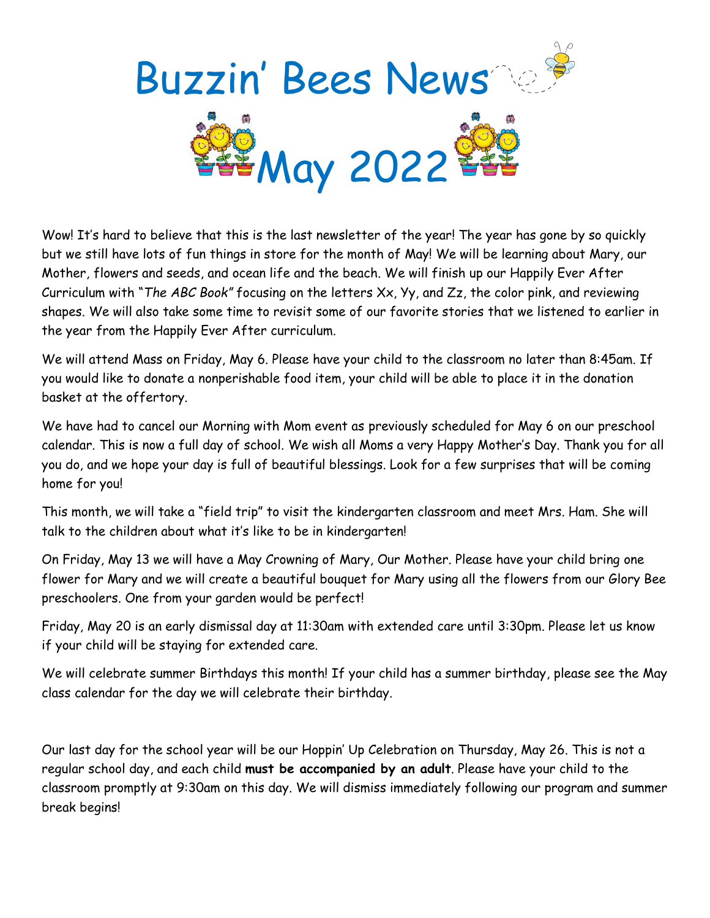# Buzzin' Bees News

## May 2022

Wow! It's hard to believe that this is the last newsletter of the year! The year has gone by so quickly but we still have lots of fun things in store for the month of May! We will be learning about Mary, our Mother, flowers and seeds, and ocean life and the beach. We will finish up our Happily Ever After Curriculum with "*The ABC Book*" focusing on the letters Xx, Yy, and Zz, the color pink, and reviewing shapes. We will also take some time to revisit some of our favorite stories that we listened to earlier in the year from the Happily Ever After curriculum.

We will attend Mass on Friday, May 6. Please have your child to the classroom no later than 8:45am. If you would like to donate a nonperishable food item, your child will be able to place it in the donation basket at the offertory.

We have had to cancel our Morning with Mom event as previously scheduled for May 6 on our preschool calendar. This is now a full day of school. We wish all Moms a very Happy Mother's Day. Thank you for all you do, and we hope your day is full of beautiful blessings. Look for a few surprises that will be coming home for you!

This month, we will take a "field trip" to visit the kindergarten classroom and meet Mrs. Ham. She will talk to the children about what it's like to be in kindergarten!

On Friday, May 13 we will have a May Crowning of Mary, Our Mother. Please have your child bring one flower for Mary and we will create a beautiful bouquet for Mary using all the flowers from our Glory Bee preschoolers. One from your garden would be perfect!

Friday, May 20 is an early dismissal day at 11:30am with extended care until 3:30pm. Please let us know if your child will be staying for extended care.

We will celebrate summer Birthdays this month! If your child has a summer birthday, please see the May class calendar for the day we will celebrate their birthday.

Our last day for the school year will be our Hoppin' Up Celebration on Thursday, May 26. This is not a regular school day, and each child **must be accompanied by an adult**. Please have your child to the classroom promptly at 9:30am on this day. We will dismiss immediately following our program and summer break begins!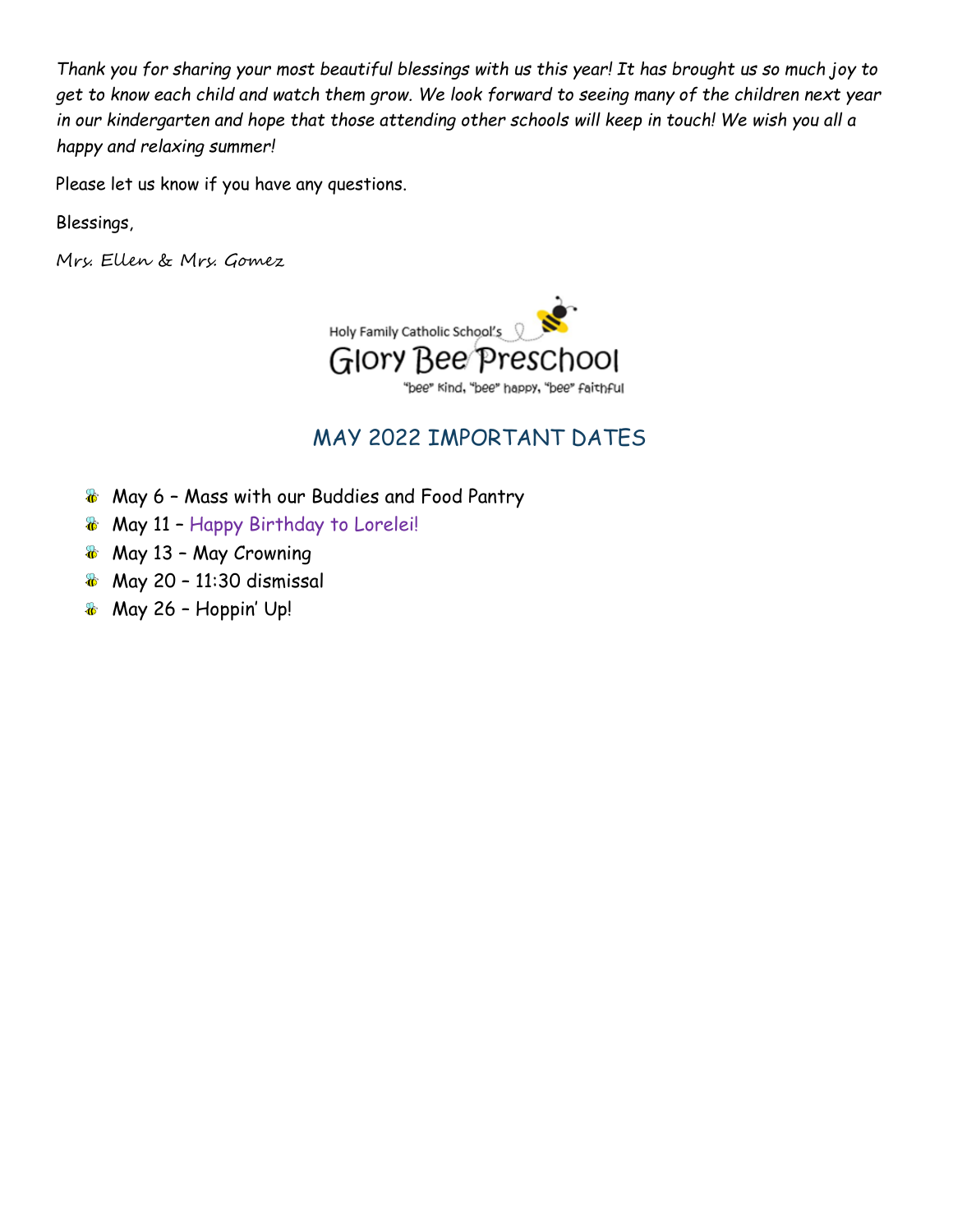*Thank you for sharing your most beautiful blessings with us this year! It has brought us so much joy to get to know each child and watch them grow. We look forward to seeing many of the children next year in our kindergarten and hope that those attending other schools will keep in touch! We wish you all a happy and relaxing summer!*

Please let us know if you have any questions.

Blessings,

Mrs. Ellen & Mrs. Gomez

Holy Family Catholic School's

Glory Bee Preschool

"bee" kind, "bee" happy, "bee" faithful

## MAY 2022 IMPORTANT DATES

- May 6 – Mass with our Buddies and Food Pantry
- May 11 – Happy Birthday to Lorelei!
- May 13 – May Crowning
- May 20 – 11:30 dismissal
- May 26 – Hoppin' Up!